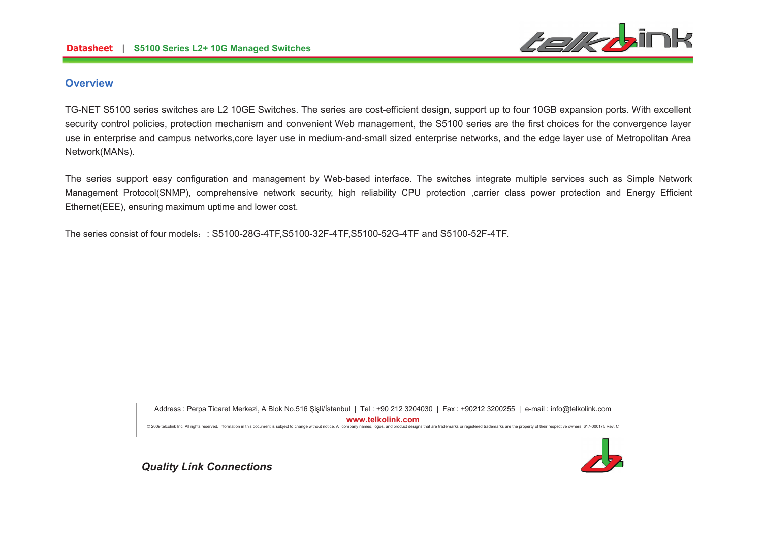## Overview

TG-NET S5100 series switches are L2 10GE Switches. The series are cost-efficient design, support up to four 10GB expansion ports. With excellent security control policies, protection mechanism and convenient Web management, the S5100 series are the first choices for the convergence layer use in enterprise and campus networks,core layer use in medium-and-small sized enterprise networks, and the edge layer use of Metropolitan Area Network(MANs).

The series support easy configuration and management by Web-based interface. The switches integrate multiple services such as Simple Network Management Protocol(SNMP), comprehensive network security, high reliability CPU protection ,carrier class power protection and Energy Efficient Ethernet(EEE), ensuring maximum uptime and lower cost.

The series consist of four models：: S5100-28G-4TF,S5100-32F-4TF,S5100-52G-4TF and S5100-52F-4TF.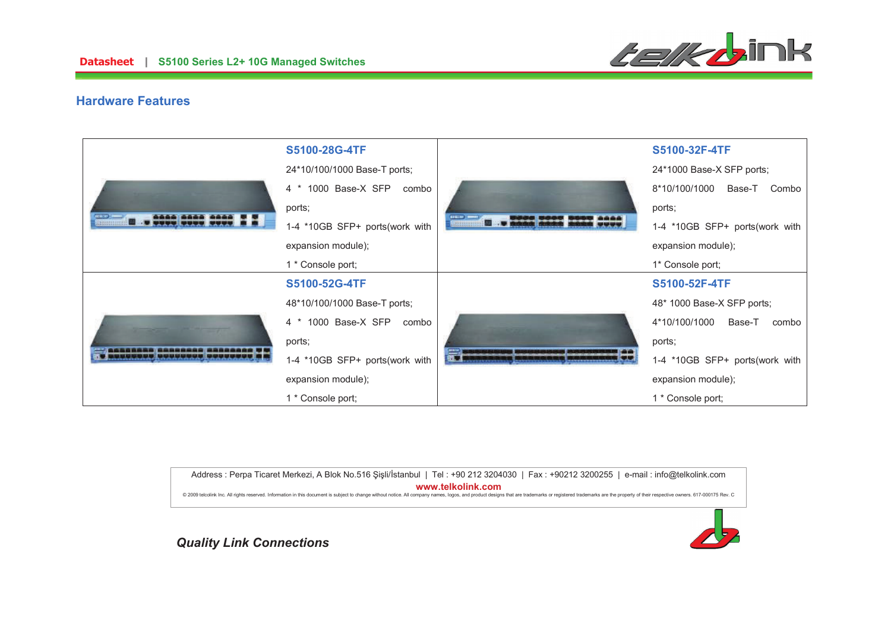## Hardware Features

| | |
|---|---|
| **S5100-28G-4TF**<br>24*10/100/1000 Base-T ports;<br>4 * 1000 Base-X SFP combo ports;<br>1-4 *10GB SFP+ ports(work with expansion module);<br>1 * Console port; | **S5100-32F-4TF**<br>24*1000 Base-X SFP ports;<br>8*10/100/1000 Base-T Combo ports;<br>1-4 *10GB SFP+ ports(work with expansion module);<br>1* Console port; |
| **S5100-52G-4TF**<br>48*10/100/1000 Base-T ports;<br>4 * 1000 Base-X SFP combo ports;<br>1-4 *10GB SFP+ ports(work with expansion module);<br>1 * Console port; | **S5100-52F-4TF**<br>48* 1000 Base-X SFP ports;<br>4*10/100/1000 Base-T combo ports;<br>1-4 *10GB SFP+ ports(work with expansion module);<br>1 * Console port; |

Address : Perpa Ticaret Merkezi, A Blok No.516 Şişli/İstanbul | Tel : +90 212 3204030 | Fax : +90212 3200255 | e-mail : info@telkolink.com

**www.telkolink.com**

© 2009 telcolink Inc. All rights reserved. Information in this document is subject to change without notice. All company names, logos, and product designs that are trademarks or registered trademarks are the property of their respective owners. 617-000175 Rev. C

***Quality Link Connections***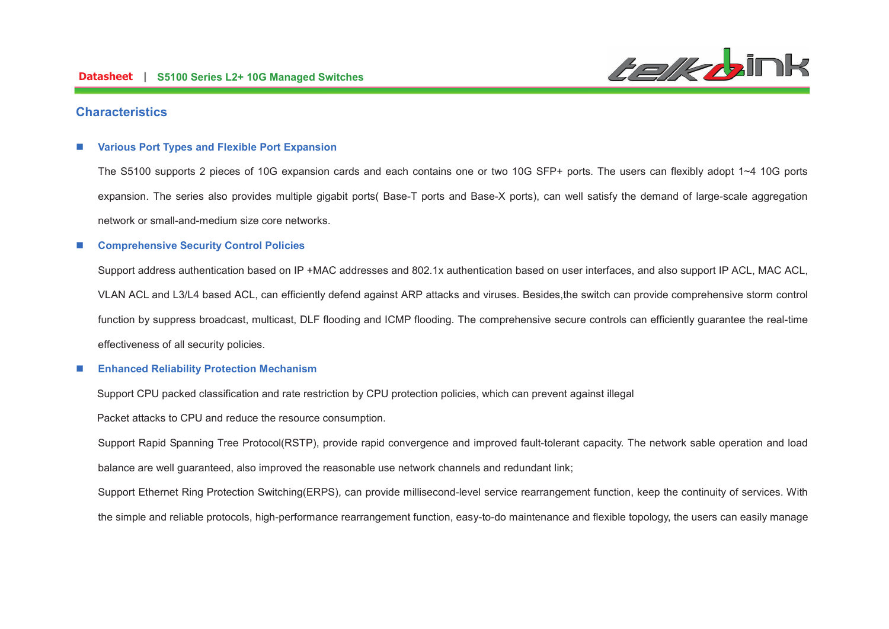## Characteristics

- **Various Port Types and Flexible Port Expansion**

  The S5100 supports 2 pieces of 10G expansion cards and each contains one or two 10G SFP+ ports. The users can flexibly adopt 1~4 10G ports expansion. The series also provides multiple gigabit ports( Base-T ports and Base-X ports), can well satisfy the demand of large-scale aggregation network or small-and-medium size core networks.

- **Comprehensive Security Control Policies**

  Support address authentication based on IP +MAC addresses and 802.1x authentication based on user interfaces, and also support IP ACL, MAC ACL, VLAN ACL and L3/L4 based ACL, can efficiently defend against ARP attacks and viruses. Besides,the switch can provide comprehensive storm control function by suppress broadcast, multicast, DLF flooding and ICMP flooding. The comprehensive secure controls can efficiently guarantee the real-time effectiveness of all security policies.

- **Enhanced Reliability Protection Mechanism**

  Support CPU packed classification and rate restriction by CPU protection policies, which can prevent against illegal

  Packet attacks to CPU and reduce the resource consumption.

  Support Rapid Spanning Tree Protocol(RSTP), provide rapid convergence and improved fault-tolerant capacity. The network sable operation and load balance are well guaranteed, also improved the reasonable use network channels and redundant link;

  Support Ethernet Ring Protection Switching(ERPS), can provide millisecond-level service rearrangement function, keep the continuity of services. With the simple and reliable protocols, high-performance rearrangement function, easy-to-do maintenance and flexible topology, the users can easily manage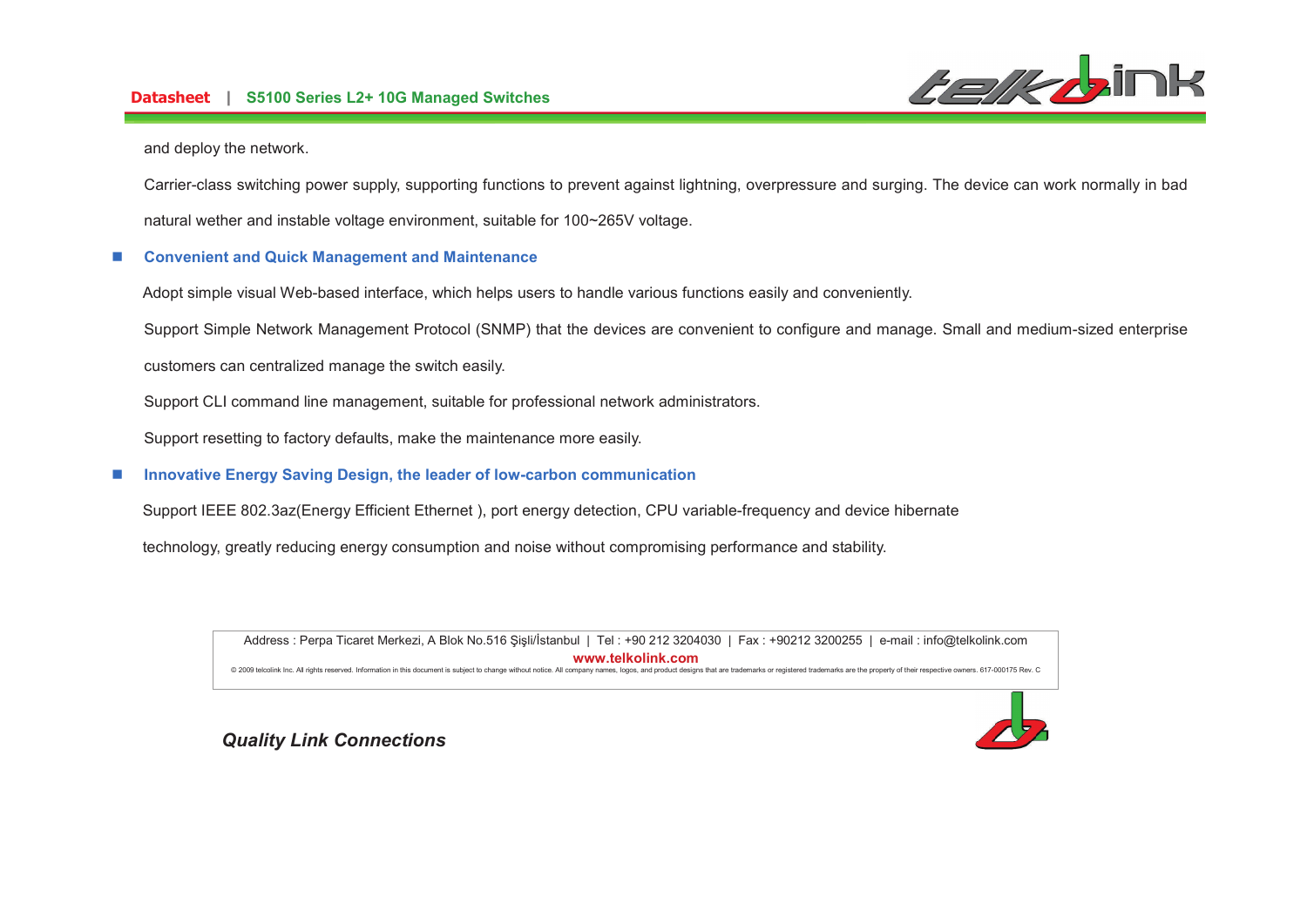and deploy the network.

Carrier-class switching power supply, supporting functions to prevent against lightning, overpressure and surging. The device can work normally in bad natural wether and instable voltage environment, suitable for 100~265V voltage.

- **Convenient and Quick Management and Maintenance**

Adopt simple visual Web-based interface, which helps users to handle various functions easily and conveniently.

Support Simple Network Management Protocol (SNMP) that the devices are convenient to configure and manage. Small and medium-sized enterprise customers can centralized manage the switch easily.

Support CLI command line management, suitable for professional network administrators.

Support resetting to factory defaults, make the maintenance more easily.

- **Innovative Energy Saving Design, the leader of low-carbon communication**

Support IEEE 802.3az(Energy Efficient Ethernet ), port energy detection, CPU variable-frequency and device hibernate technology, greatly reducing energy consumption and noise without compromising performance and stability.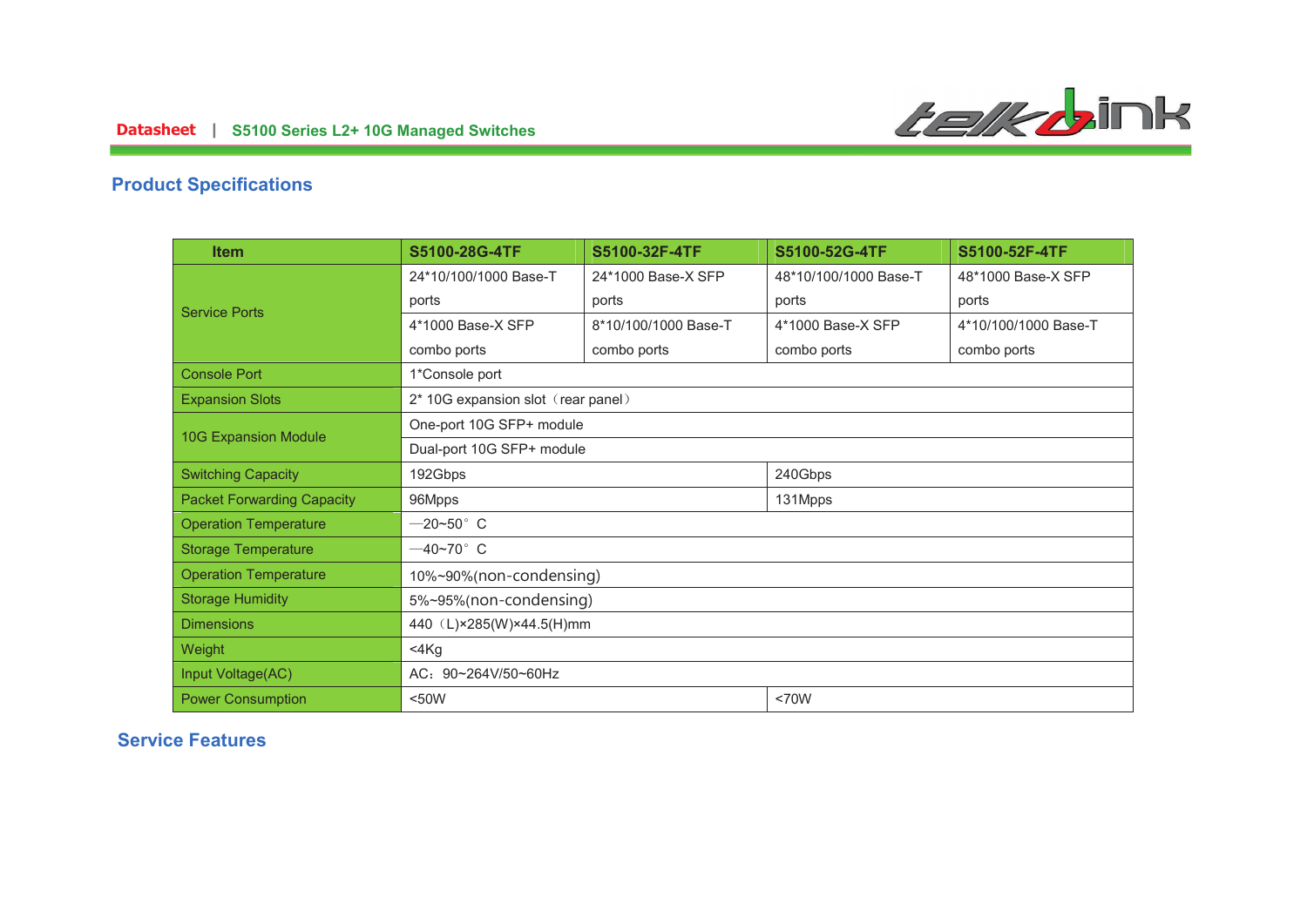## Product Specifications

| Item | S5100-28G-4TF | S5100-32F-4TF | S5100-52G-4TF | S5100-52F-4TF |
|---|---|---|---|---|
| Service Ports | 24*10/100/1000 Base-T ports | 24*1000 Base-X SFP ports | 48*10/100/1000 Base-T ports | 48*1000 Base-X SFP ports |
| | 4*1000 Base-X SFP combo ports | 8*10/100/1000 Base-T combo ports | 4*1000 Base-X SFP combo ports | 4*10/100/1000 Base-T combo ports |
| Console Port | 1*Console port | | | |
| Expansion Slots | 2* 10G expansion slot（rear panel） | | | |
| 10G Expansion Module | One-port 10G SFP+ module | | | |
| | Dual-port 10G SFP+ module | | | |
| Switching Capacity | 192Gbps | | 240Gbps | |
| Packet Forwarding Capacity | 96Mpps | | 131Mpps | |
| Operation Temperature | —20~50° C | | | |
| Storage Temperature | —40~70° C | | | |
| Operation Temperature | 10%~90%(non-condensing) | | | |
| Storage Humidity | 5%~95%(non-condensing) | | | |
| Dimensions | 440（L)×285(W)×44.5(H)mm | | | |
| Weight | <4Kg | | | |
| Input Voltage(AC) | AC：90~264V/50~60Hz | | | |
| Power Consumption | <50W | | <70W | |

## Service Features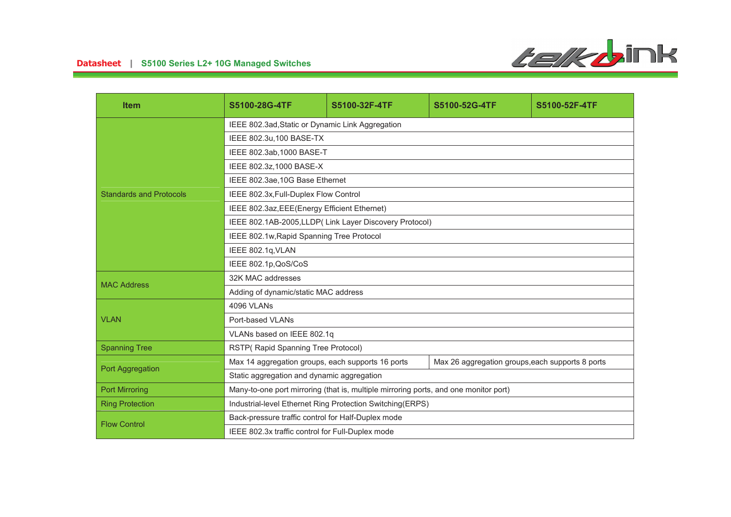| Item | S5100-28G-4TF | S5100-32F-4TF | S5100-52G-4TF | S5100-52F-4TF |
|---|---|---|---|---|
| Standards and Protocols | IEEE 802.3ad,Static or Dynamic Link Aggregation | | | |
| | IEEE 802.3u,100 BASE-TX | | | |
| | IEEE 802.3ab,1000 BASE-T | | | |
| | IEEE 802.3z,1000 BASE-X | | | |
| | IEEE 802.3ae,10G Base Ethernet | | | |
| | IEEE 802.3x,Full-Duplex Flow Control | | | |
| | IEEE 802.3az,EEE(Energy Efficient Ethernet) | | | |
| | IEEE 802.1AB-2005,LLDP( Link Layer Discovery Protocol) | | | |
| | IEEE 802.1w,Rapid Spanning Tree Protocol | | | |
| | IEEE 802.1q,VLAN | | | |
| | IEEE 802.1p,QoS/CoS | | | |
| MAC Address | 32K MAC addresses | | | |
| | Adding of dynamic/static MAC address | | | |
| VLAN | 4096 VLANs | | | |
| | Port-based VLANs | | | |
| | VLANs based on IEEE 802.1q | | | |
| Spanning Tree | RSTP( Rapid Spanning Tree Protocol) | | | |
| Port Aggregation | Max 14 aggregation groups, each supports 16 ports | | Max 26 aggregation groups,each supports 8 ports | |
| | Static aggregation and dynamic aggregation | | | |
| Port Mirroring | Many-to-one port mirroring (that is, multiple mirroring ports, and one monitor port) | | | |
| Ring Protection | Industrial-level Ethernet Ring Protection Switching(ERPS) | | | |
| Flow Control | Back-pressure traffic control for Half-Duplex mode | | | |
| | IEEE 802.3x traffic control for Full-Duplex mode | | | |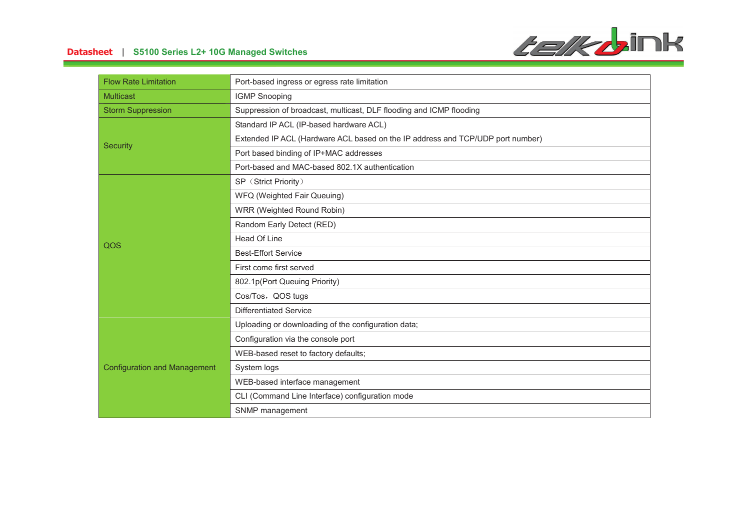| | |
|---|---|
| Flow Rate Limitation | Port-based ingress or egress rate limitation |
| Multicast | IGMP Snooping |
| Storm Suppression | Suppression of broadcast, multicast, DLF flooding and ICMP flooding |
| Security | Standard IP ACL (IP-based hardware ACL)<br>Extended IP ACL (Hardware ACL based on the IP address and TCP/UDP port number) |
| | Port based binding of IP+MAC addresses |
| | Port-based and MAC-based 802.1X authentication |
| QOS | SP（Strict Priority） |
| | WFQ (Weighted Fair Queuing) |
| | WRR (Weighted Round Robin) |
| | Random Early Detect (RED) |
| | Head Of Line |
| | Best-Effort Service |
| | First come first served |
| | 802.1p(Port Queuing Priority) |
| | Cos/Tos，QOS tugs |
| | Differentiated Service |
| Configuration and Management | Uploading or downloading of the configuration data; |
| | Configuration via the console port |
| | WEB-based reset to factory defaults; |
| | System logs |
| | WEB-based interface management |
| | CLI (Command Line Interface) configuration mode |
| | SNMP management |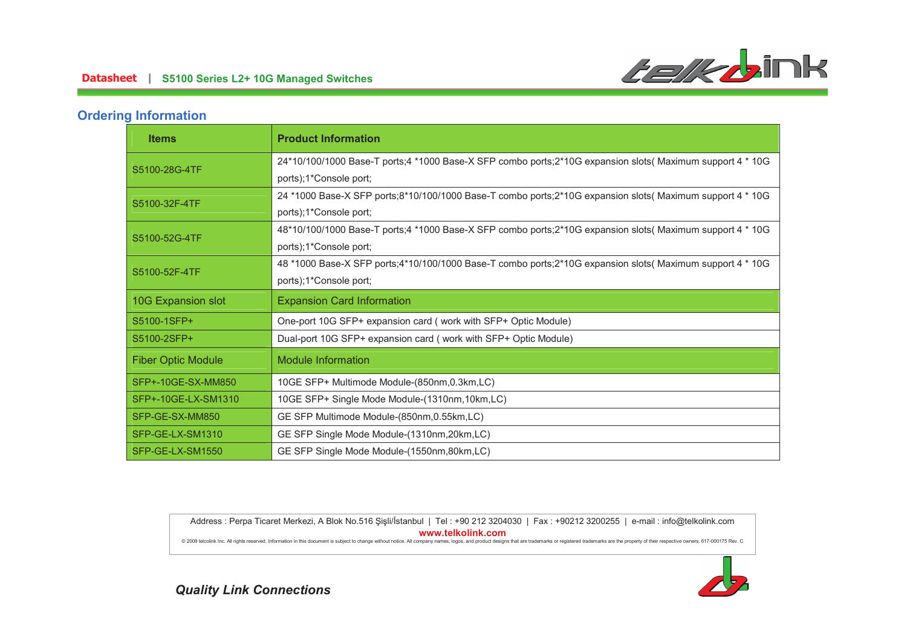## Ordering Information

| Items | Product Information |
|---|---|
| S5100-28G-4TF | 24*10/100/1000 Base-T ports;4 *1000 Base-X SFP combo ports;2*10G expansion slots( Maximum support 4 * 10G ports);1*Console port; |
| S5100-32F-4TF | 24 *1000 Base-X SFP ports;8*10/100/1000 Base-T combo ports;2*10G expansion slots( Maximum support 4 * 10G ports);1*Console port; |
| S5100-52G-4TF | 48*10/100/1000 Base-T ports;4 *1000 Base-X SFP combo ports;2*10G expansion slots( Maximum support 4 * 10G ports);1*Console port; |
| S5100-52F-4TF | 48 *1000 Base-X SFP ports;4*10/100/1000 Base-T combo ports;2*10G expansion slots( Maximum support 4 * 10G ports);1*Console port; |
| 10G Expansion slot | Expansion Card Information |
| S5100-1SFP+ | One-port 10G SFP+ expansion card ( work with SFP+ Optic Module) |
| S5100-2SFP+ | Dual-port 10G SFP+ expansion card ( work with SFP+ Optic Module) |
| Fiber Optic Module | Module Information |
| SFP+-10GE-SX-MM850 | 10GE SFP+ Multimode Module-(850nm,0.3km,LC) |
| SFP+-10GE-LX-SM1310 | 10GE SFP+ Single Mode Module-(1310nm,10km,LC) |
| SFP-GE-SX-MM850 | GE SFP Multimode Module-(850nm,0.55km,LC) |
| SFP-GE-LX-SM1310 | GE SFP Single Mode Module-(1310nm,20km,LC) |
| SFP-GE-LX-SM1550 | GE SFP Single Mode Module-(1550nm,80km,LC) |

Address : Perpa Ticaret Merkezi, A Blok No.516 Şişli/İstanbul | Tel : +90 212 3204030 | Fax : +90212 3200255 | e-mail : info@telkolink.com

**www.telkolink.com**

© 2009 telcolink Inc. All rights reserved. Information in this document is subject to change without notice. All company names, logos, and product designs that are trademarks or registered trademarks are the property of their respective owners. 617-000175 Rev. C

***Quality Link Connections***